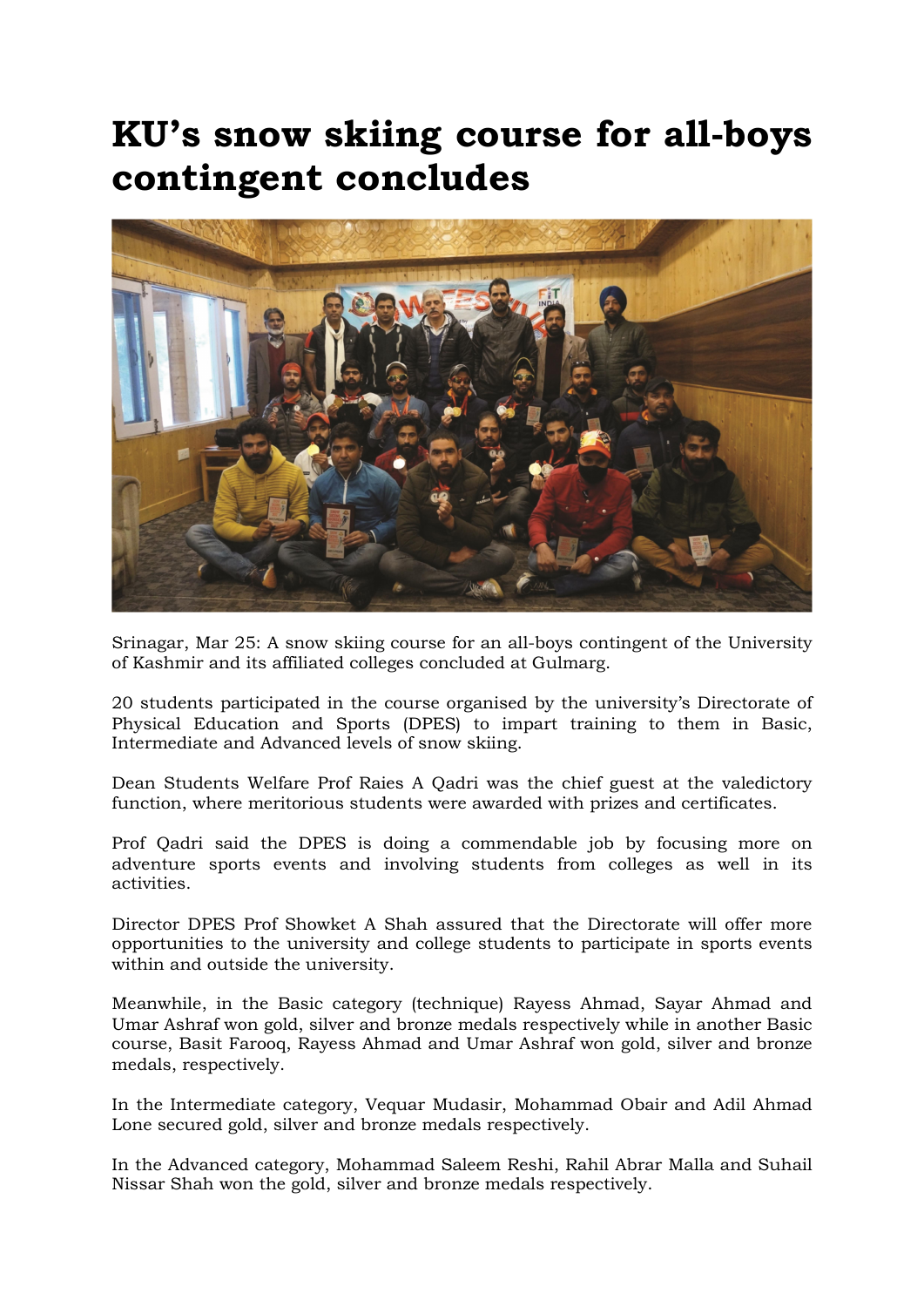# KU's snow skiing course for all-boys contingent concludes

Srinagar, Mar 25: A snow skiing course for an all-boys contingent of the University of Kashmir and its affiliated colleges concluded at Gulmarg.

20 students participated in the course organised by the university's Directorate of Physical Education and Sports (DPES) to impart training to them in Basic, Intermediate and Advanced levels of snow skiing.

Dean Students Welfare Prof Raies A Qadri was the chief guest at the valedictory function, where meritorious students were awarded with prizes and certificates.

Prof Qadri said the DPES is doing a commendable job by focusing more on adventure sports events and involving students from colleges as well in its activities.

Director DPES Prof Showket A Shah assured that the Directorate will offer more opportunities to the university and college students to participate in sports events within and outside the university.

Meanwhile, in the Basic category (technique) Rayess Ahmad, Sayar Ahmad and Umar Ashraf won gold, silver and bronze medals respectively while in another Basic course, Basit Farooq, Rayess Ahmad and Umar Ashraf won gold, silver and bronze medals, respectively.

In the Intermediate category, Vequar Mudasir, Mohammad Obair and Adil Ahmad Lone secured gold, silver and bronze medals respectively.

In the Advanced category, Mohammad Saleem Reshi, Rahil Abrar Malla and Suhail Nissar Shah won the gold, silver and bronze medals respectively.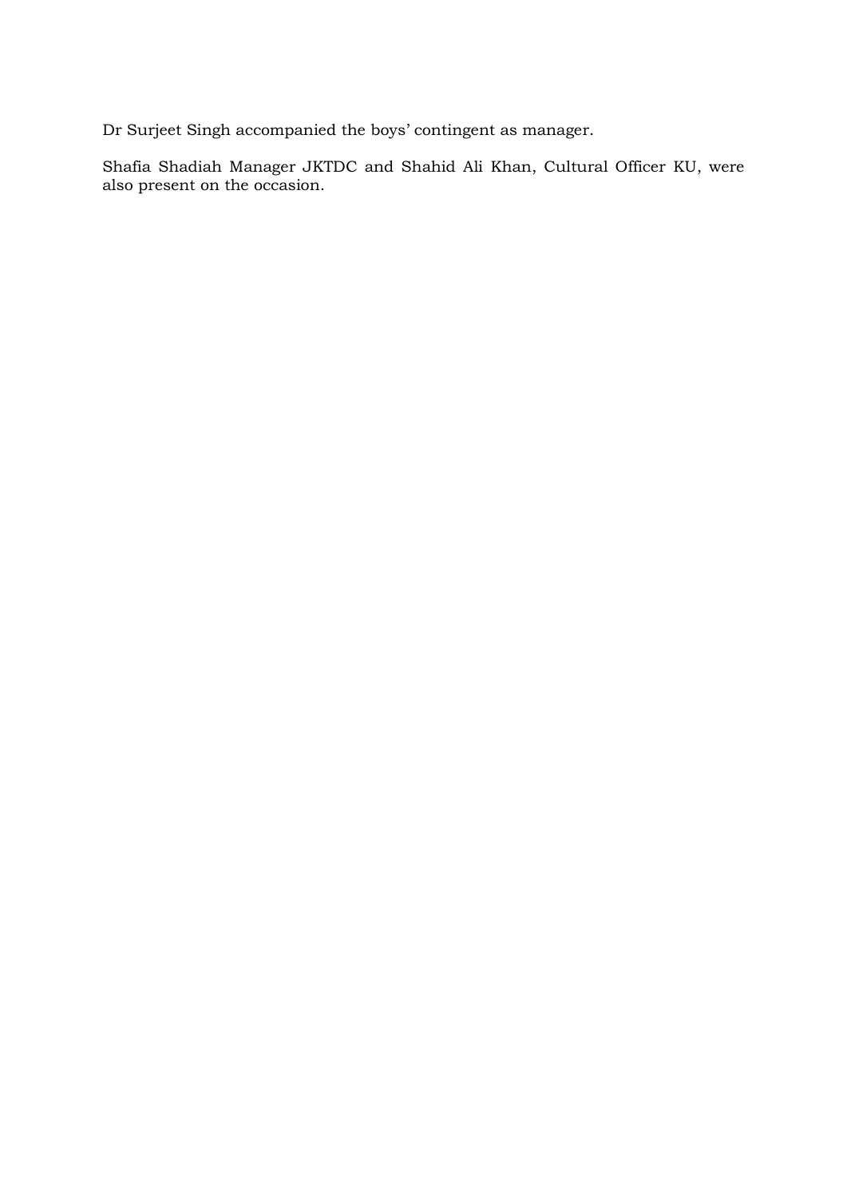Dr Surjeet Singh accompanied the boys' contingent as manager.

Shafia Shadiah Manager JKTDC and Shahid Ali Khan, Cultural Officer KU, were also present on the occasion.